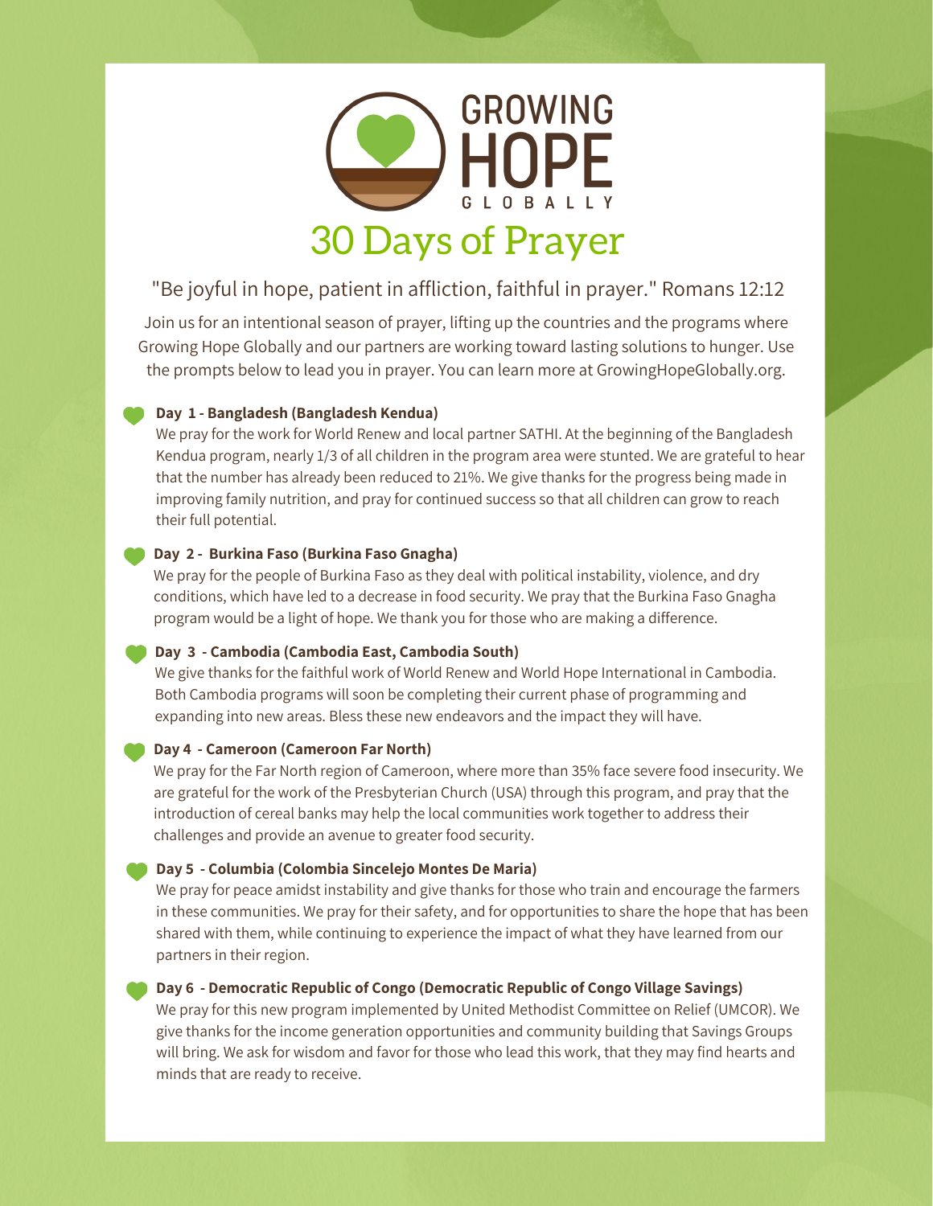# GROWING HOPE GLOBALLY

## 30 Days of Prayer

"Be joyful in hope, patient in affliction, faithful in prayer." Romans 12:12

Join us for an intentional season of prayer, lifting up the countries and the programs where Growing Hope Globally and our partners are working toward lasting solutions to hunger. Use the prompts below to lead you in prayer. You can learn more at GrowingHopeGlobally.org.

**Day 1 - Bangladesh (Bangladesh Kendua)**

We pray for the work for World Renew and local partner SATHI. At the beginning of the Bangladesh Kendua program, nearly 1/3 of all children in the program area were stunted. We are grateful to hear that the number has already been reduced to 21%. We give thanks for the progress being made in improving family nutrition, and pray for continued success so that all children can grow to reach their full potential.

**Day 2 - Burkina Faso (Burkina Faso Gnagha)**

We pray for the people of Burkina Faso as they deal with political instability, violence, and dry conditions, which have led to a decrease in food security. We pray that the Burkina Faso Gnagha program would be a light of hope. We thank you for those who are making a difference.

**Day 3 - Cambodia (Cambodia East, Cambodia South)**

We give thanks for the faithful work of World Renew and World Hope International in Cambodia. Both Cambodia programs will soon be completing their current phase of programming and expanding into new areas. Bless these new endeavors and the impact they will have.

**Day 4 - Cameroon (Cameroon Far North)**

We pray for the Far North region of Cameroon, where more than 35% face severe food insecurity. We are grateful for the work of the Presbyterian Church (USA) through this program, and pray that the introduction of cereal banks may help the local communities work together to address their challenges and provide an avenue to greater food security.

**Day 5 - Columbia (Colombia Sincelejo Montes De Maria)**

We pray for peace amidst instability and give thanks for those who train and encourage the farmers in these communities. We pray for their safety, and for opportunities to share the hope that has been shared with them, while continuing to experience the impact of what they have learned from our partners in their region.

**Day 6 - Democratic Republic of Congo (Democratic Republic of Congo Village Savings)**

We pray for this new program implemented by United Methodist Committee on Relief (UMCOR). We give thanks for the income generation opportunities and community building that Savings Groups will bring. We ask for wisdom and favor for those who lead this work, that they may find hearts and minds that are ready to receive.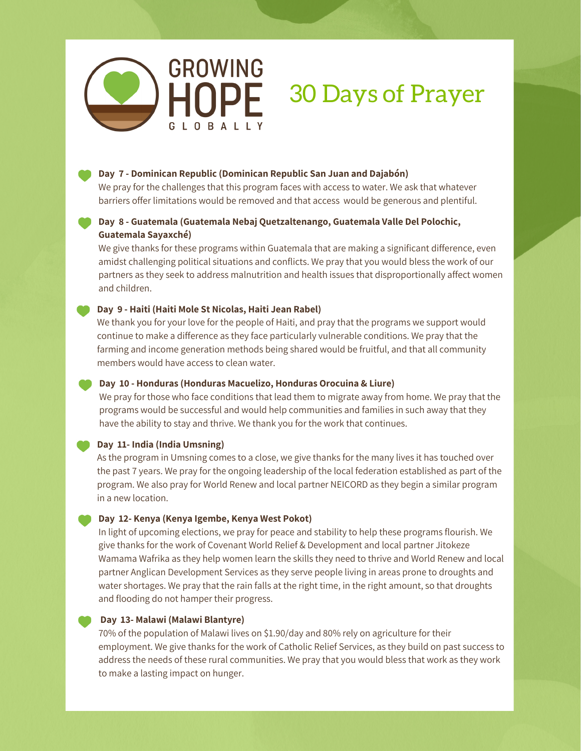# GROWING HOPE GLOBALLY

# 30 Days of Prayer

**Day 7 - Dominican Republic (Dominican Republic San Juan and Dajabón)**

We pray for the challenges that this program faces with access to water. We ask that whatever barriers offer limitations would be removed and that access would be generous and plentiful.

**Day 8 - Guatemala (Guatemala Nebaj Quetzaltenango, Guatemala Valle Del Polochic, Guatemala Sayaxché)**

We give thanks for these programs within Guatemala that are making a significant difference, even amidst challenging political situations and conflicts. We pray that you would bless the work of our partners as they seek to address malnutrition and health issues that disproportionally affect women and children.

**Day 9 - Haiti (Haiti Mole St Nicolas, Haiti Jean Rabel)**

We thank you for your love for the people of Haiti, and pray that the programs we support would continue to make a difference as they face particularly vulnerable conditions. We pray that the farming and income generation methods being shared would be fruitful, and that all community members would have access to clean water.

**Day 10 - Honduras (Honduras Macuelizo, Honduras Orocuina & Liure)**

We pray for those who face conditions that lead them to migrate away from home. We pray that the programs would be successful and would help communities and families in such away that they have the ability to stay and thrive. We thank you for the work that continues.

**Day 11- India (India Umsning)**

As the program in Umsning comes to a close, we give thanks for the many lives it has touched over the past 7 years. We pray for the ongoing leadership of the local federation established as part of the program. We also pray for World Renew and local partner NEICORD as they begin a similar program in a new location.

**Day 12- Kenya (Kenya Igembe, Kenya West Pokot)**

In light of upcoming elections, we pray for peace and stability to help these programs flourish. We give thanks for the work of Covenant World Relief & Development and local partner Jitokeze Wamama Wafrika as they help women learn the skills they need to thrive and World Renew and local partner Anglican Development Services as they serve people living in areas prone to droughts and water shortages. We pray that the rain falls at the right time, in the right amount, so that droughts and flooding do not hamper their progress.

**Day 13- Malawi (Malawi Blantyre)**

70% of the population of Malawi lives on $1.90/day and 80% rely on agriculture for their employment. We give thanks for the work of Catholic Relief Services, as they build on past success to address the needs of these rural communities. We pray that you would bless that work as they work to make a lasting impact on hunger.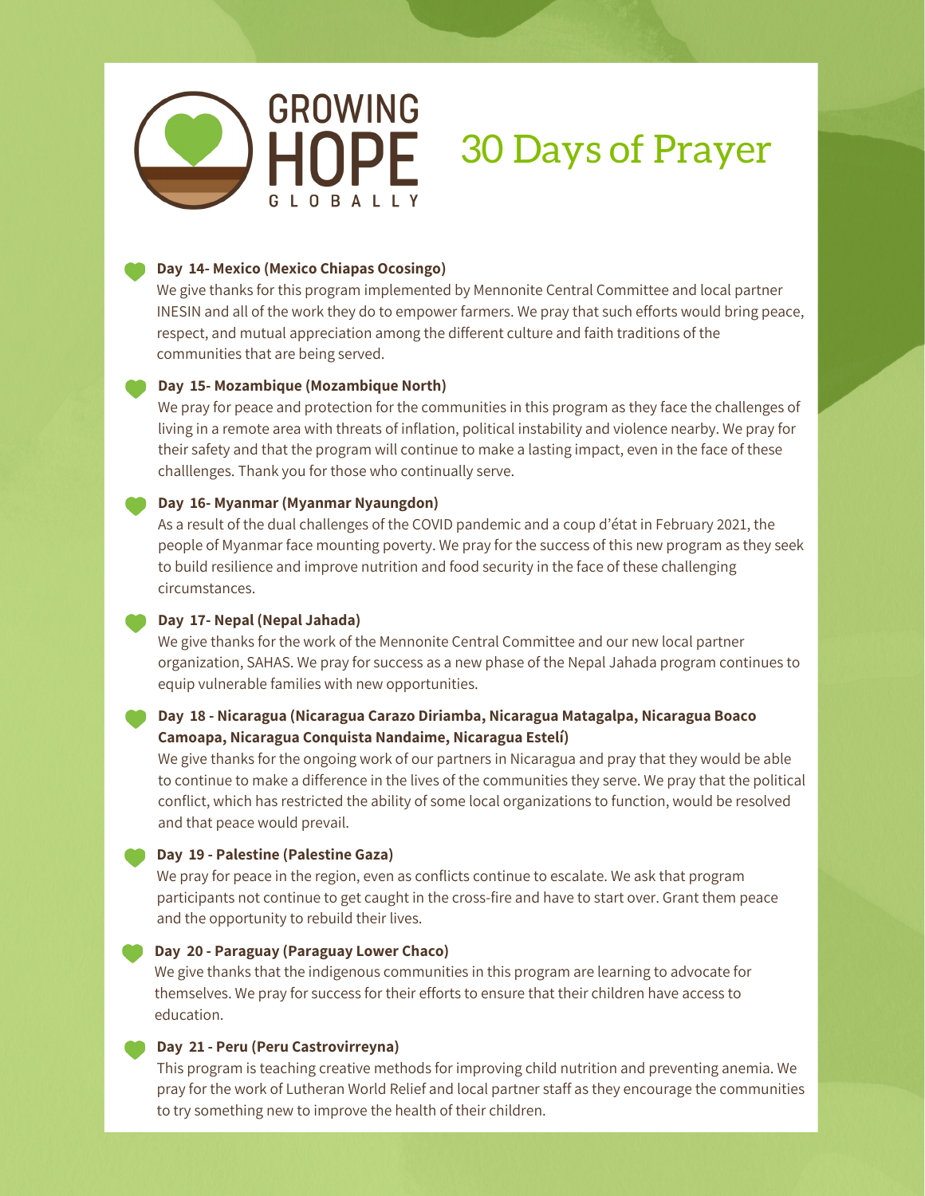GROWING HOPE GLOBALLY

# 30 Days of Prayer

**Day 14- Mexico (Mexico Chiapas Ocosingo)**
We give thanks for this program implemented by Mennonite Central Committee and local partner INESIN and all of the work they do to empower farmers. We pray that such efforts would bring peace, respect, and mutual appreciation among the different culture and faith traditions of the communities that are being served.

**Day 15- Mozambique (Mozambique North)**
We pray for peace and protection for the communities in this program as they face the challenges of living in a remote area with threats of inflation, political instability and violence nearby. We pray for their safety and that the program will continue to make a lasting impact, even in the face of these challlenges. Thank you for those who continually serve.

**Day 16- Myanmar (Myanmar Nyaungdon)**
As a result of the dual challenges of the COVID pandemic and a coup d'état in February 2021, the people of Myanmar face mounting poverty. We pray for the success of this new program as they seek to build resilience and improve nutrition and food security in the face of these challenging circumstances.

**Day 17- Nepal (Nepal Jahada)**
We give thanks for the work of the Mennonite Central Committee and our new local partner organization, SAHAS. We pray for success as a new phase of the Nepal Jahada program continues to equip vulnerable families with new opportunities.

**Day 18 - Nicaragua (Nicaragua Carazo Diriamba, Nicaragua Matagalpa, Nicaragua Boaco Camoapa, Nicaragua Conquista Nandaime, Nicaragua Estelí)**
We give thanks for the ongoing work of our partners in Nicaragua and pray that they would be able to continue to make a difference in the lives of the communities they serve. We pray that the political conflict, which has restricted the ability of some local organizations to function, would be resolved and that peace would prevail.

**Day 19 - Palestine (Palestine Gaza)**
We pray for peace in the region, even as conflicts continue to escalate. We ask that program participants not continue to get caught in the cross-fire and have to start over. Grant them peace and the opportunity to rebuild their lives.

**Day 20 - Paraguay (Paraguay Lower Chaco)**
We give thanks that the indigenous communities in this program are learning to advocate for themselves. We pray for success for their efforts to ensure that their children have access to education.

**Day 21 - Peru (Peru Castrovirreyna)**
This program is teaching creative methods for improving child nutrition and preventing anemia. We pray for the work of Lutheran World Relief and local partner staff as they encourage the communities to try something new to improve the health of their children.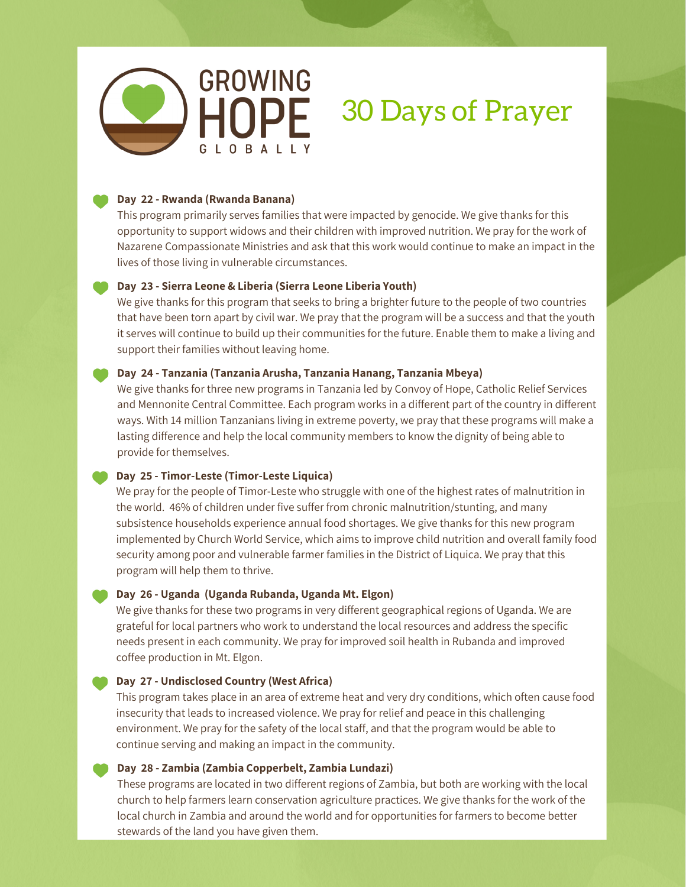GROWING HOPE GLOBALLY

# 30 Days of Prayer

**Day 22 - Rwanda (Rwanda Banana)**
This program primarily serves families that were impacted by genocide. We give thanks for this opportunity to support widows and their children with improved nutrition. We pray for the work of Nazarene Compassionate Ministries and ask that this work would continue to make an impact in the lives of those living in vulnerable circumstances.

**Day 23 - Sierra Leone & Liberia (Sierra Leone Liberia Youth)**
We give thanks for this program that seeks to bring a brighter future to the people of two countries that have been torn apart by civil war. We pray that the program will be a success and that the youth it serves will continue to build up their communities for the future. Enable them to make a living and support their families without leaving home.

**Day 24 - Tanzania (Tanzania Arusha, Tanzania Hanang, Tanzania Mbeya)**
We give thanks for three new programs in Tanzania led by Convoy of Hope, Catholic Relief Services and Mennonite Central Committee. Each program works in a different part of the country in different ways. With 14 million Tanzanians living in extreme poverty, we pray that these programs will make a lasting difference and help the local community members to know the dignity of being able to provide for themselves.

**Day 25 - Timor-Leste (Timor-Leste Liquica)**
We pray for the people of Timor-Leste who struggle with one of the highest rates of malnutrition in the world. 46% of children under five suffer from chronic malnutrition/stunting, and many subsistence households experience annual food shortages. We give thanks for this new program implemented by Church World Service, which aims to improve child nutrition and overall family food security among poor and vulnerable farmer families in the District of Liquica. We pray that this program will help them to thrive.

**Day 26 - Uganda (Uganda Rubanda, Uganda Mt. Elgon)**
We give thanks for these two programs in very different geographical regions of Uganda. We are grateful for local partners who work to understand the local resources and address the specific needs present in each community. We pray for improved soil health in Rubanda and improved coffee production in Mt. Elgon.

**Day 27 - Undisclosed Country (West Africa)**
This program takes place in an area of extreme heat and very dry conditions, which often cause food insecurity that leads to increased violence. We pray for relief and peace in this challenging environment. We pray for the safety of the local staff, and that the program would be able to continue serving and making an impact in the community.

**Day 28 - Zambia (Zambia Copperbelt, Zambia Lundazi)**
These programs are located in two different regions of Zambia, but both are working with the local church to help farmers learn conservation agriculture practices. We give thanks for the work of the local church in Zambia and around the world and for opportunities for farmers to become better stewards of the land you have given them.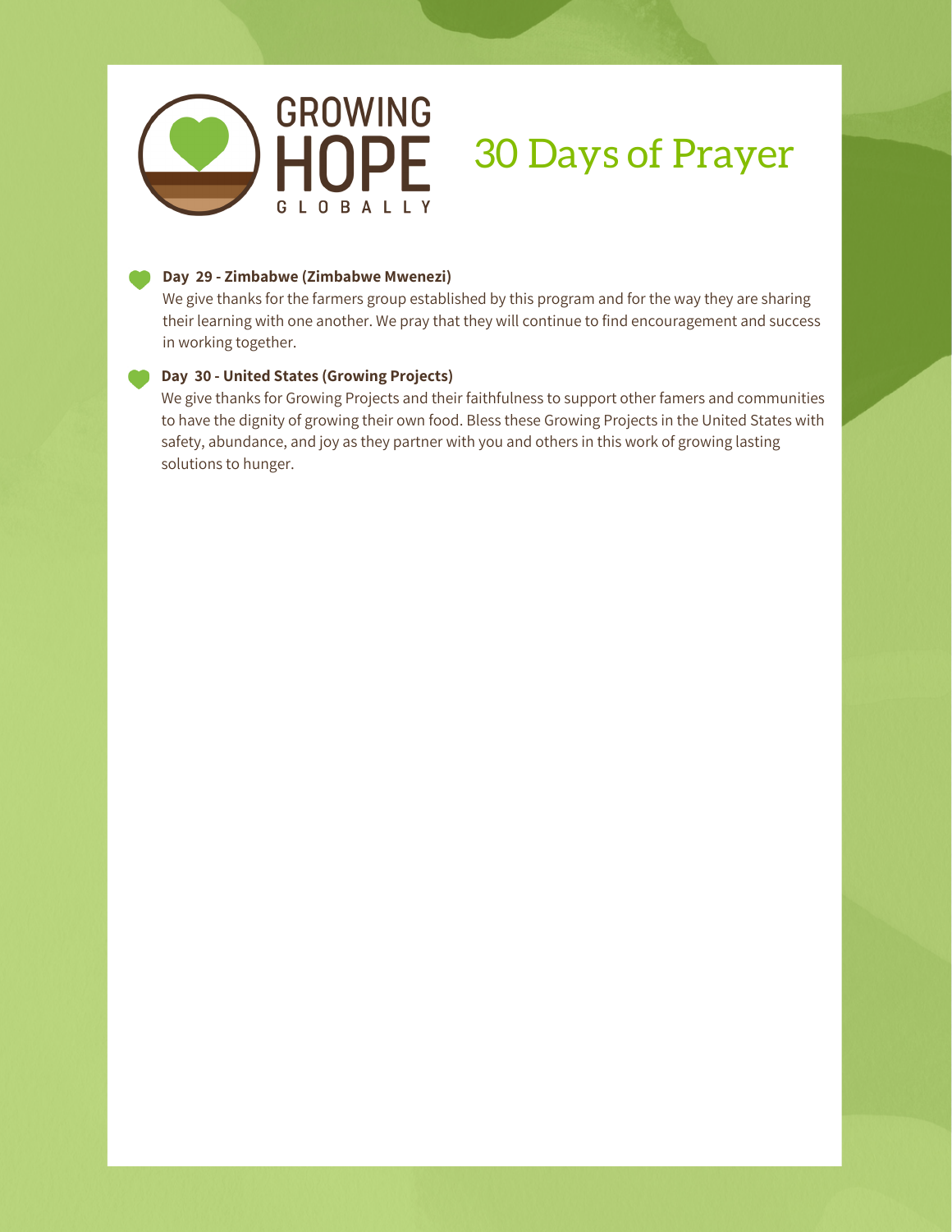GROWING HOPE GLOBALLY

# 30 Days of Prayer

**Day 29 - Zimbabwe (Zimbabwe Mwenezi)**
We give thanks for the farmers group established by this program and for the way they are sharing their learning with one another. We pray that they will continue to find encouragement and success in working together.

**Day 30 - United States (Growing Projects)**
We give thanks for Growing Projects and their faithfulness to support other famers and communities to have the dignity of growing their own food. Bless these Growing Projects in the United States with safety, abundance, and joy as they partner with you and others in this work of growing lasting solutions to hunger.